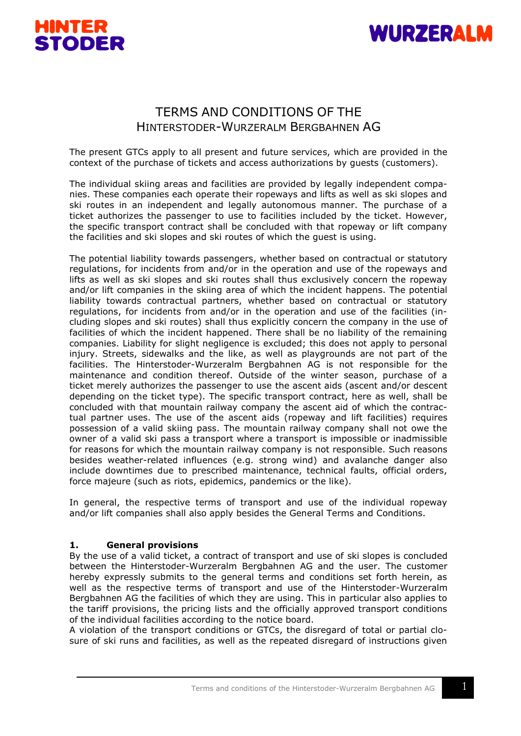# TERMS AND CONDITIONS OF THE HINTERSTODER-WURZERALM BERGBAHNEN AG

The present GTCs apply to all present and future services, which are provided in the context of the purchase of tickets and access authorizations by guests (customers).

The individual skiing areas and facilities are provided by legally independent companies. These companies each operate their ropeways and lifts as well as ski slopes and ski routes in an independent and legally autonomous manner. The purchase of a ticket authorizes the passenger to use to facilities included by the ticket. However, the specific transport contract shall be concluded with that ropeway or lift company the facilities and ski slopes and ski routes of which the guest is using.

The potential liability towards passengers, whether based on contractual or statutory regulations, for incidents from and/or in the operation and use of the ropeways and lifts as well as ski slopes and ski routes shall thus exclusively concern the ropeway and/or lift companies in the skiing area of which the incident happens. The potential liability towards contractual partners, whether based on contractual or statutory regulations, for incidents from and/or in the operation and use of the facilities (including slopes and ski routes) shall thus explicitly concern the company in the use of facilities of which the incident happened. There shall be no liability of the remaining companies. Liability for slight negligence is excluded; this does not apply to personal injury. Streets, sidewalks and the like, as well as playgrounds are not part of the facilities. The Hinterstoder-Wurzeralm Bergbahnen AG is not responsible for the maintenance and condition thereof. Outside of the winter season, purchase of a ticket merely authorizes the passenger to use the ascent aids (ascent and/or descent depending on the ticket type). The specific transport contract, here as well, shall be concluded with that mountain railway company the ascent aid of which the contractual partner uses. The use of the ascent aids (ropeway and lift facilities) requires possession of a valid skiing pass. The mountain railway company shall not owe the owner of a valid ski pass a transport where a transport is impossible or inadmissible for reasons for which the mountain railway company is not responsible. Such reasons besides weather-related influences (e.g. strong wind) and avalanche danger also include downtimes due to prescribed maintenance, technical faults, official orders, force majeure (such as riots, epidemics, pandemics or the like).

In general, the respective terms of transport and use of the individual ropeway and/or lift companies shall also apply besides the General Terms and Conditions.

## 1. General provisions

By the use of a valid ticket, a contract of transport and use of ski slopes is concluded between the Hinterstoder-Wurzeralm Bergbahnen AG and the user. The customer hereby expressly submits to the general terms and conditions set forth herein, as well as the respective terms of transport and use of the Hinterstoder-Wurzeralm Bergbahnen AG the facilities of which they are using. This in particular also applies to the tariff provisions, the pricing lists and the officially approved transport conditions of the individual facilities according to the notice board.

A violation of the transport conditions or GTCs, the disregard of total or partial closure of ski runs and facilities, as well as the repeated disregard of instructions given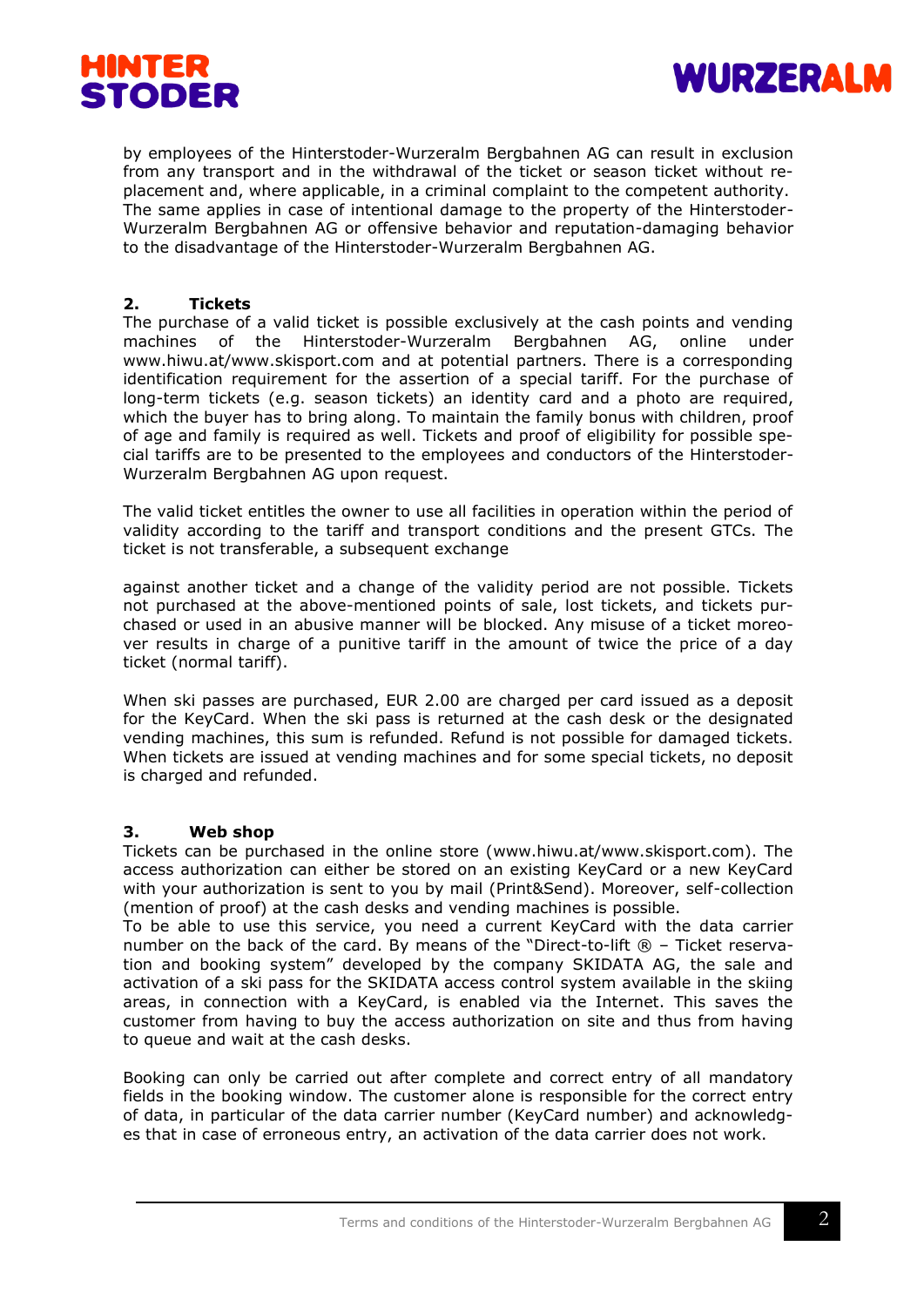by employees of the Hinterstoder-Wurzeralm Bergbahnen AG can result in exclusion from any transport and in the withdrawal of the ticket or season ticket without replacement and, where applicable, in a criminal complaint to the competent authority. The same applies in case of intentional damage to the property of the Hinterstoder-Wurzeralm Bergbahnen AG or offensive behavior and reputation-damaging behavior to the disadvantage of the Hinterstoder-Wurzeralm Bergbahnen AG.

## 2. Tickets

The purchase of a valid ticket is possible exclusively at the cash points and vending machines of the Hinterstoder-Wurzeralm Bergbahnen AG, online under www.hiwu.at/www.skisport.com and at potential partners. There is a corresponding identification requirement for the assertion of a special tariff. For the purchase of long-term tickets (e.g. season tickets) an identity card and a photo are required, which the buyer has to bring along. To maintain the family bonus with children, proof of age and family is required as well. Tickets and proof of eligibility for possible special tariffs are to be presented to the employees and conductors of the Hinterstoder-Wurzeralm Bergbahnen AG upon request.

The valid ticket entitles the owner to use all facilities in operation within the period of validity according to the tariff and transport conditions and the present GTCs. The ticket is not transferable, a subsequent exchange

against another ticket and a change of the validity period are not possible. Tickets not purchased at the above-mentioned points of sale, lost tickets, and tickets purchased or used in an abusive manner will be blocked. Any misuse of a ticket moreover results in charge of a punitive tariff in the amount of twice the price of a day ticket (normal tariff).

When ski passes are purchased, EUR 2.00 are charged per card issued as a deposit for the KeyCard. When the ski pass is returned at the cash desk or the designated vending machines, this sum is refunded. Refund is not possible for damaged tickets. When tickets are issued at vending machines and for some special tickets, no deposit is charged and refunded.

## 3. Web shop

Tickets can be purchased in the online store (www.hiwu.at/www.skisport.com). The access authorization can either be stored on an existing KeyCard or a new KeyCard with your authorization is sent to you by mail (Print&Send). Moreover, self-collection (mention of proof) at the cash desks and vending machines is possible.

To be able to use this service, you need a current KeyCard with the data carrier number on the back of the card. By means of the "Direct-to-lift ® – Ticket reservation and booking system" developed by the company SKIDATA AG, the sale and activation of a ski pass for the SKIDATA access control system available in the skiing areas, in connection with a KeyCard, is enabled via the Internet. This saves the customer from having to buy the access authorization on site and thus from having to queue and wait at the cash desks.

Booking can only be carried out after complete and correct entry of all mandatory fields in the booking window. The customer alone is responsible for the correct entry of data, in particular of the data carrier number (KeyCard number) and acknowledges that in case of erroneous entry, an activation of the data carrier does not work.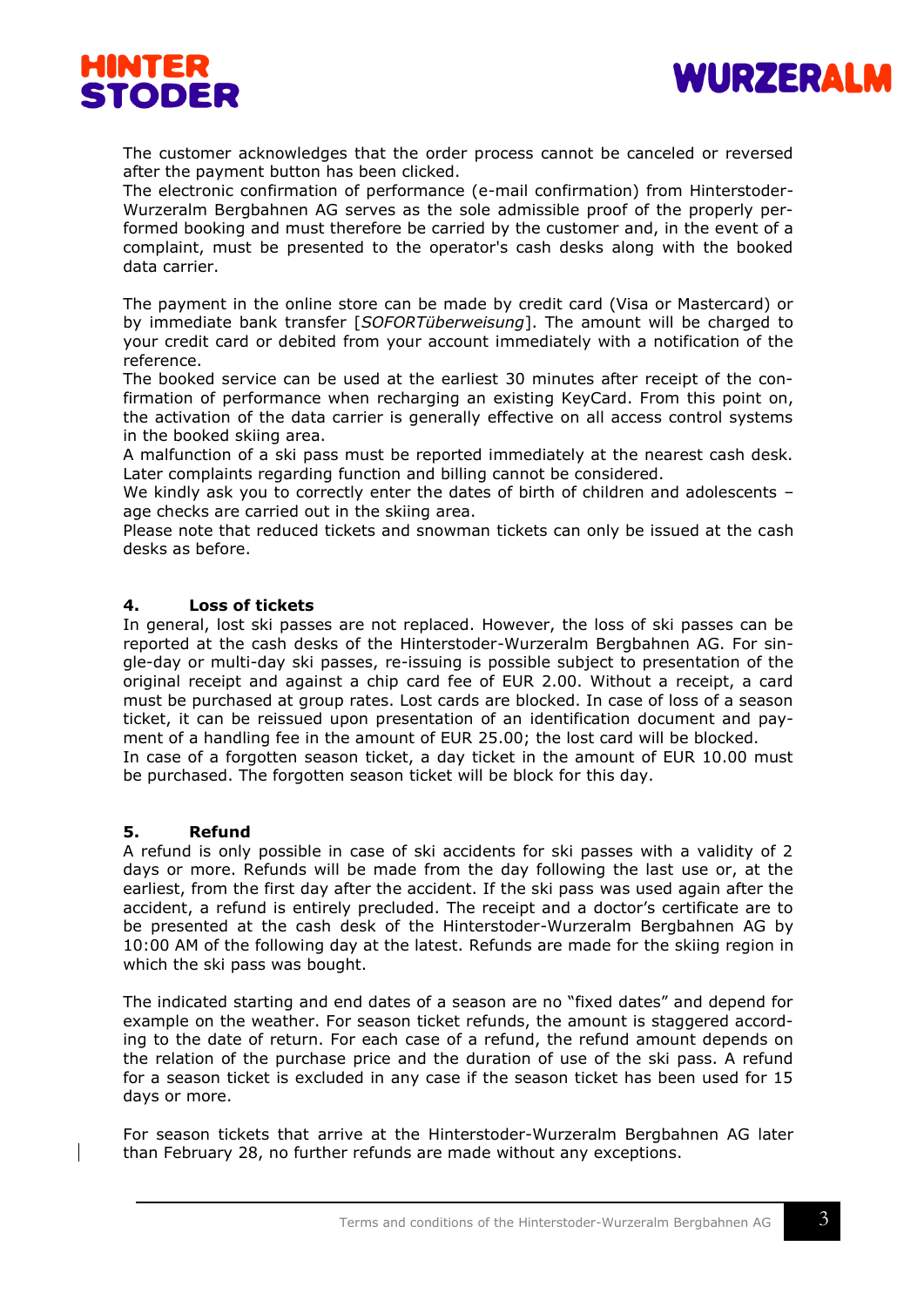The customer acknowledges that the order process cannot be canceled or reversed after the payment button has been clicked.
The electronic confirmation of performance (e-mail confirmation) from Hinterstoder-Wurzeralm Bergbahnen AG serves as the sole admissible proof of the properly performed booking and must therefore be carried by the customer and, in the event of a complaint, must be presented to the operator's cash desks along with the booked data carrier.

The payment in the online store can be made by credit card (Visa or Mastercard) or by immediate bank transfer [*SOFORTüberweisung*]. The amount will be charged to your credit card or debited from your account immediately with a notification of the reference.
The booked service can be used at the earliest 30 minutes after receipt of the confirmation of performance when recharging an existing KeyCard. From this point on, the activation of the data carrier is generally effective on all access control systems in the booked skiing area.
A malfunction of a ski pass must be reported immediately at the nearest cash desk. Later complaints regarding function and billing cannot be considered.
We kindly ask you to correctly enter the dates of birth of children and adolescents – age checks are carried out in the skiing area.
Please note that reduced tickets and snowman tickets can only be issued at the cash desks as before.

## 4. Loss of tickets

In general, lost ski passes are not replaced. However, the loss of ski passes can be reported at the cash desks of the Hinterstoder-Wurzeralm Bergbahnen AG. For single-day or multi-day ski passes, re-issuing is possible subject to presentation of the original receipt and against a chip card fee of EUR 2.00. Without a receipt, a card must be purchased at group rates. Lost cards are blocked. In case of loss of a season ticket, it can be reissued upon presentation of an identification document and payment of a handling fee in the amount of EUR 25.00; the lost card will be blocked.
In case of a forgotten season ticket, a day ticket in the amount of EUR 10.00 must be purchased. The forgotten season ticket will be block for this day.

## 5. Refund

A refund is only possible in case of ski accidents for ski passes with a validity of 2 days or more. Refunds will be made from the day following the last use or, at the earliest, from the first day after the accident. If the ski pass was used again after the accident, a refund is entirely precluded. The receipt and a doctor's certificate are to be presented at the cash desk of the Hinterstoder-Wurzeralm Bergbahnen AG by 10:00 AM of the following day at the latest. Refunds are made for the skiing region in which the ski pass was bought.

The indicated starting and end dates of a season are no "fixed dates" and depend for example on the weather. For season ticket refunds, the amount is staggered according to the date of return. For each case of a refund, the refund amount depends on the relation of the purchase price and the duration of use of the ski pass. A refund for a season ticket is excluded in any case if the season ticket has been used for 15 days or more.

For season tickets that arrive at the Hinterstoder-Wurzeralm Bergbahnen AG later than February 28, no further refunds are made without any exceptions.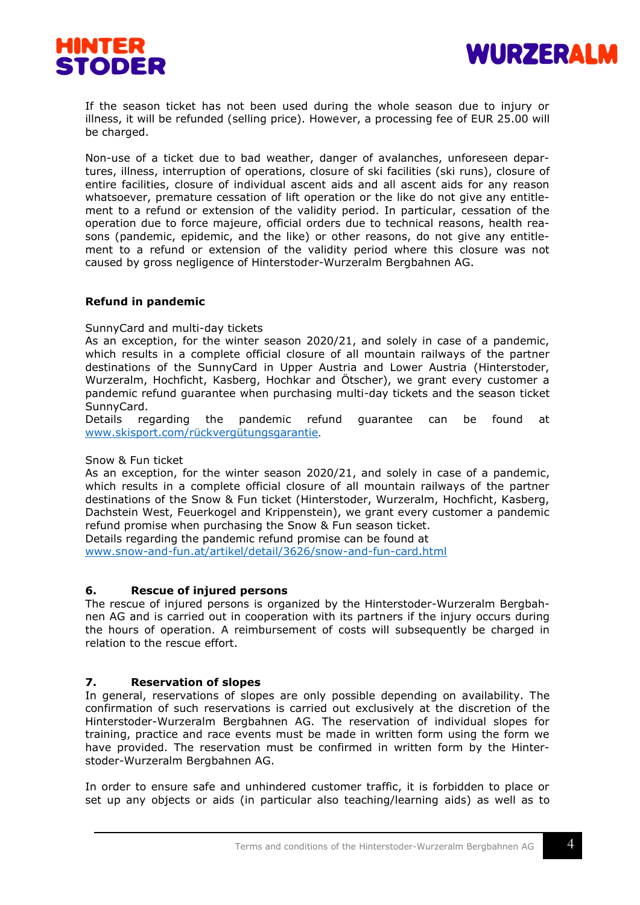If the season ticket has not been used during the whole season due to injury or illness, it will be refunded (selling price). However, a processing fee of EUR 25.00 will be charged.

Non-use of a ticket due to bad weather, danger of avalanches, unforeseen departures, illness, interruption of operations, closure of ski facilities (ski runs), closure of entire facilities, closure of individual ascent aids and all ascent aids for any reason whatsoever, premature cessation of lift operation or the like do not give any entitlement to a refund or extension of the validity period. In particular, cessation of the operation due to force majeure, official orders due to technical reasons, health reasons (pandemic, epidemic, and the like) or other reasons, do not give any entitlement to a refund or extension of the validity period where this closure was not caused by gross negligence of Hinterstoder-Wurzeralm Bergbahnen AG.

**Refund in pandemic**

SunnyCard and multi-day tickets
As an exception, for the winter season 2020/21, and solely in case of a pandemic, which results in a complete official closure of all mountain railways of the partner destinations of the SunnyCard in Upper Austria and Lower Austria (Hinterstoder, Wurzeralm, Hochficht, Kasberg, Hochkar and Ötscher), we grant every customer a pandemic refund guarantee when purchasing multi-day tickets and the season ticket SunnyCard.
Details regarding the pandemic refund guarantee can be found at www.skisport.com/rückvergütungsgarantie.

Snow & Fun ticket
As an exception, for the winter season 2020/21, and solely in case of a pandemic, which results in a complete official closure of all mountain railways of the partner destinations of the Snow & Fun ticket (Hinterstoder, Wurzeralm, Hochficht, Kasberg, Dachstein West, Feuerkogel and Krippenstein), we grant every customer a pandemic refund promise when purchasing the Snow & Fun season ticket.
Details regarding the pandemic refund promise can be found at
www.snow-and-fun.at/artikel/detail/3626/snow-and-fun-card.html

## 6. Rescue of injured persons

The rescue of injured persons is organized by the Hinterstoder-Wurzeralm Bergbahnen AG and is carried out in cooperation with its partners if the injury occurs during the hours of operation. A reimbursement of costs will subsequently be charged in relation to the rescue effort.

## 7. Reservation of slopes

In general, reservations of slopes are only possible depending on availability. The confirmation of such reservations is carried out exclusively at the discretion of the Hinterstoder-Wurzeralm Bergbahnen AG. The reservation of individual slopes for training, practice and race events must be made in written form using the form we have provided. The reservation must be confirmed in written form by the Hinterstoder-Wurzeralm Bergbahnen AG.

In order to ensure safe and unhindered customer traffic, it is forbidden to place or set up any objects or aids (in particular also teaching/learning aids) as well as to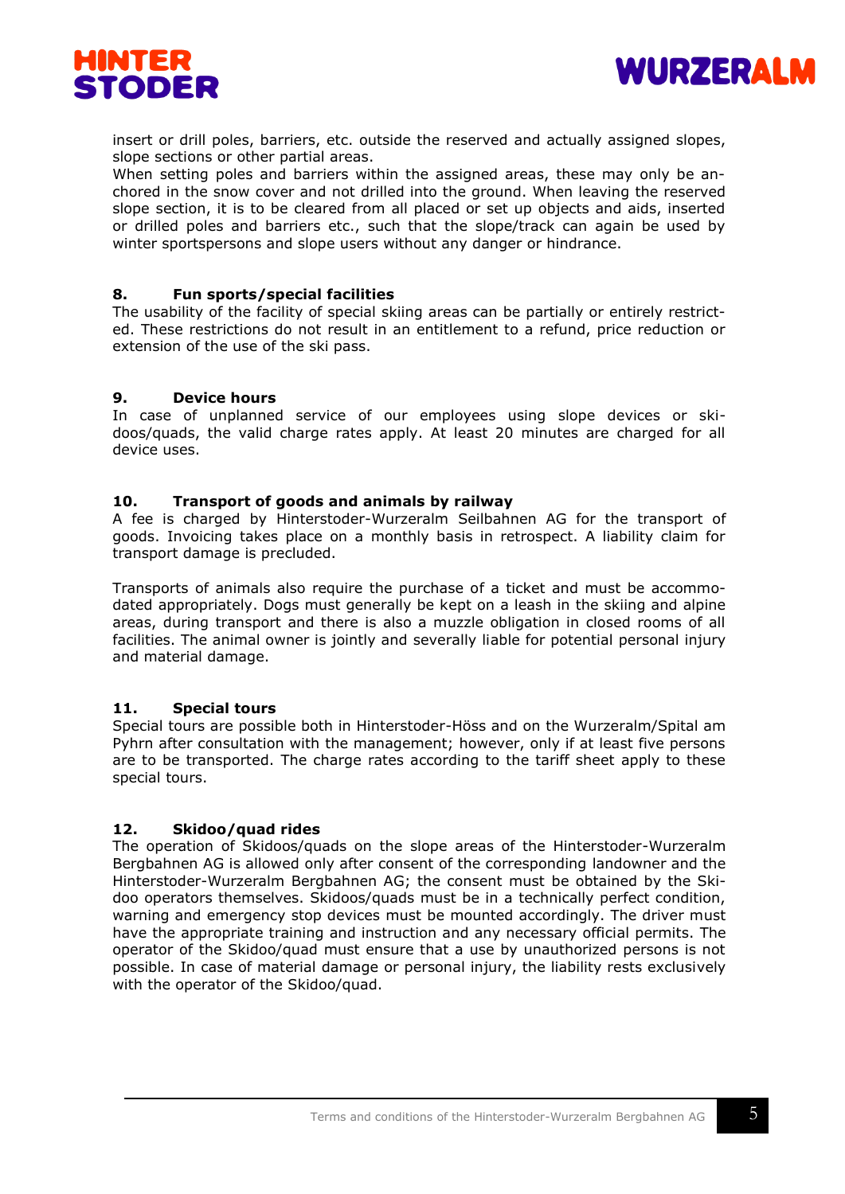insert or drill poles, barriers, etc. outside the reserved and actually assigned slopes, slope sections or other partial areas.
When setting poles and barriers within the assigned areas, these may only be anchored in the snow cover and not drilled into the ground. When leaving the reserved slope section, it is to be cleared from all placed or set up objects and aids, inserted or drilled poles and barriers etc., such that the slope/track can again be used by winter sportspersons and slope users without any danger or hindrance.

## 8. Fun sports/special facilities

The usability of the facility of special skiing areas can be partially or entirely restricted. These restrictions do not result in an entitlement to a refund, price reduction or extension of the use of the ski pass.

## 9. Device hours

In case of unplanned service of our employees using slope devices or skidoos/quads, the valid charge rates apply. At least 20 minutes are charged for all device uses.

## 10. Transport of goods and animals by railway

A fee is charged by Hinterstoder-Wurzeralm Seilbahnen AG for the transport of goods. Invoicing takes place on a monthly basis in retrospect. A liability claim for transport damage is precluded.

Transports of animals also require the purchase of a ticket and must be accommodated appropriately. Dogs must generally be kept on a leash in the skiing and alpine areas, during transport and there is also a muzzle obligation in closed rooms of all facilities. The animal owner is jointly and severally liable for potential personal injury and material damage.

## 11. Special tours

Special tours are possible both in Hinterstoder-Höss and on the Wurzeralm/Spital am Pyhrn after consultation with the management; however, only if at least five persons are to be transported. The charge rates according to the tariff sheet apply to these special tours.

## 12. Skidoo/quad rides

The operation of Skidoos/quads on the slope areas of the Hinterstoder-Wurzeralm Bergbahnen AG is allowed only after consent of the corresponding landowner and the Hinterstoder-Wurzeralm Bergbahnen AG; the consent must be obtained by the Skidoo operators themselves. Skidoos/quads must be in a technically perfect condition, warning and emergency stop devices must be mounted accordingly. The driver must have the appropriate training and instruction and any necessary official permits. The operator of the Skidoo/quad must ensure that a use by unauthorized persons is not possible. In case of material damage or personal injury, the liability rests exclusively with the operator of the Skidoo/quad.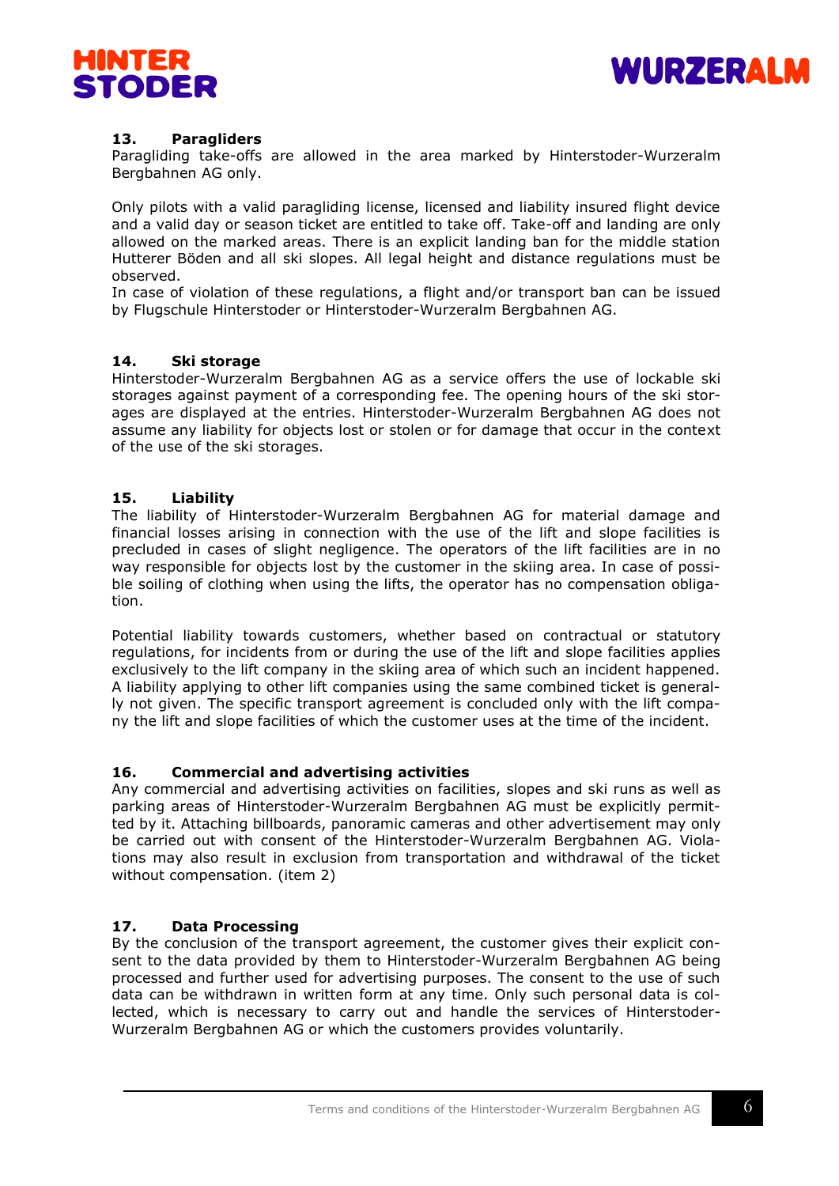### 13. Paragliders

Paragliding take-offs are allowed in the area marked by Hinterstoder-Wurzeralm Bergbahnen AG only.

Only pilots with a valid paragliding license, licensed and liability insured flight device and a valid day or season ticket are entitled to take off. Take-off and landing are only allowed on the marked areas. There is an explicit landing ban for the middle station Hutterer Böden and all ski slopes. All legal height and distance regulations must be observed.
In case of violation of these regulations, a flight and/or transport ban can be issued by Flugschule Hinterstoder or Hinterstoder-Wurzeralm Bergbahnen AG.

### 14. Ski storage

Hinterstoder-Wurzeralm Bergbahnen AG as a service offers the use of lockable ski storages against payment of a corresponding fee. The opening hours of the ski storages are displayed at the entries. Hinterstoder-Wurzeralm Bergbahnen AG does not assume any liability for objects lost or stolen or for damage that occur in the context of the use of the ski storages.

### 15. Liability

The liability of Hinterstoder-Wurzeralm Bergbahnen AG for material damage and financial losses arising in connection with the use of the lift and slope facilities is precluded in cases of slight negligence. The operators of the lift facilities are in no way responsible for objects lost by the customer in the skiing area. In case of possible soiling of clothing when using the lifts, the operator has no compensation obligation.

Potential liability towards customers, whether based on contractual or statutory regulations, for incidents from or during the use of the lift and slope facilities applies exclusively to the lift company in the skiing area of which such an incident happened. A liability applying to other lift companies using the same combined ticket is generally not given. The specific transport agreement is concluded only with the lift company the lift and slope facilities of which the customer uses at the time of the incident.

### 16. Commercial and advertising activities

Any commercial and advertising activities on facilities, slopes and ski runs as well as parking areas of Hinterstoder-Wurzeralm Bergbahnen AG must be explicitly permitted by it. Attaching billboards, panoramic cameras and other advertisement may only be carried out with consent of the Hinterstoder-Wurzeralm Bergbahnen AG. Violations may also result in exclusion from transportation and withdrawal of the ticket without compensation. (item 2)

### 17. Data Processing

By the conclusion of the transport agreement, the customer gives their explicit consent to the data provided by them to Hinterstoder-Wurzeralm Bergbahnen AG being processed and further used for advertising purposes. The consent to the use of such data can be withdrawn in written form at any time. Only such personal data is collected, which is necessary to carry out and handle the services of Hinterstoder-Wurzeralm Bergbahnen AG or which the customers provides voluntarily.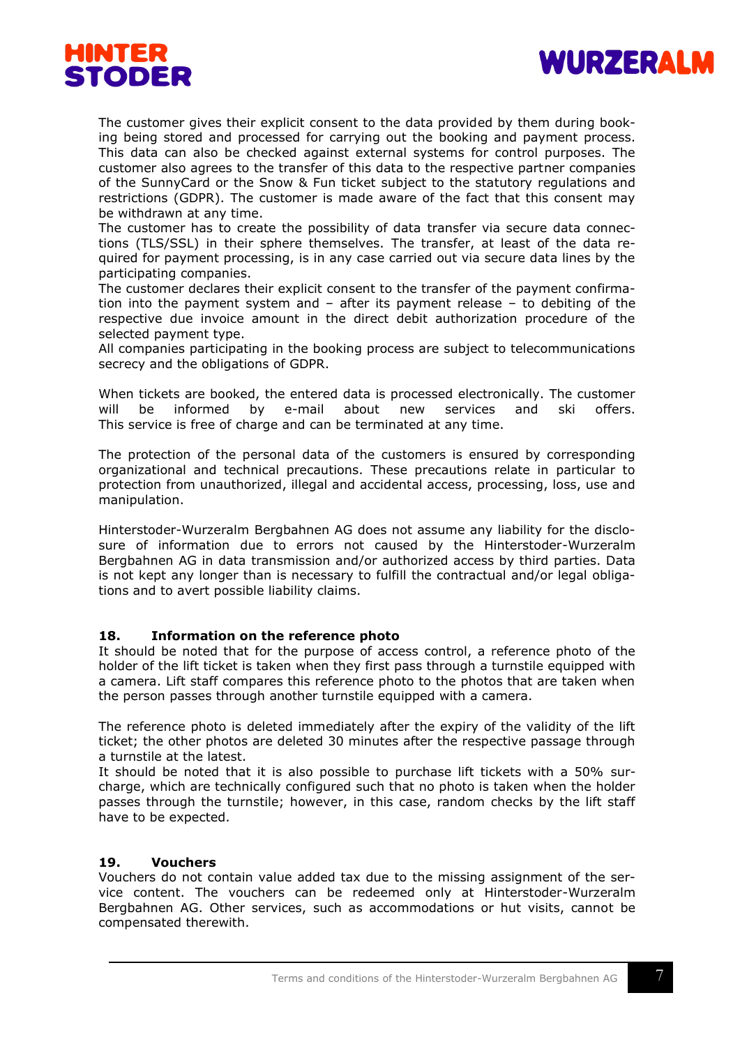The customer gives their explicit consent to the data provided by them during booking being stored and processed for carrying out the booking and payment process. This data can also be checked against external systems for control purposes. The customer also agrees to the transfer of this data to the respective partner companies of the SunnyCard or the Snow & Fun ticket subject to the statutory regulations and restrictions (GDPR). The customer is made aware of the fact that this consent may be withdrawn at any time.
The customer has to create the possibility of data transfer via secure data connections (TLS/SSL) in their sphere themselves. The transfer, at least of the data required for payment processing, is in any case carried out via secure data lines by the participating companies.
The customer declares their explicit consent to the transfer of the payment confirmation into the payment system and – after its payment release – to debiting of the respective due invoice amount in the direct debit authorization procedure of the selected payment type.
All companies participating in the booking process are subject to telecommunications secrecy and the obligations of GDPR.

When tickets are booked, the entered data is processed electronically. The customer will be informed by e-mail about new services and ski offers.
This service is free of charge and can be terminated at any time.

The protection of the personal data of the customers is ensured by corresponding organizational and technical precautions. These precautions relate in particular to protection from unauthorized, illegal and accidental access, processing, loss, use and manipulation.

Hinterstoder-Wurzeralm Bergbahnen AG does not assume any liability for the disclosure of information due to errors not caused by the Hinterstoder-Wurzeralm Bergbahnen AG in data transmission and/or authorized access by third parties. Data is not kept any longer than is necessary to fulfill the contractual and/or legal obligations and to avert possible liability claims.

## 18. Information on the reference photo

It should be noted that for the purpose of access control, a reference photo of the holder of the lift ticket is taken when they first pass through a turnstile equipped with a camera. Lift staff compares this reference photo to the photos that are taken when the person passes through another turnstile equipped with a camera.

The reference photo is deleted immediately after the expiry of the validity of the lift ticket; the other photos are deleted 30 minutes after the respective passage through a turnstile at the latest.
It should be noted that it is also possible to purchase lift tickets with a 50% surcharge, which are technically configured such that no photo is taken when the holder passes through the turnstile; however, in this case, random checks by the lift staff have to be expected.

## 19. Vouchers

Vouchers do not contain value added tax due to the missing assignment of the service content. The vouchers can be redeemed only at Hinterstoder-Wurzeralm Bergbahnen AG. Other services, such as accommodations or hut visits, cannot be compensated therewith.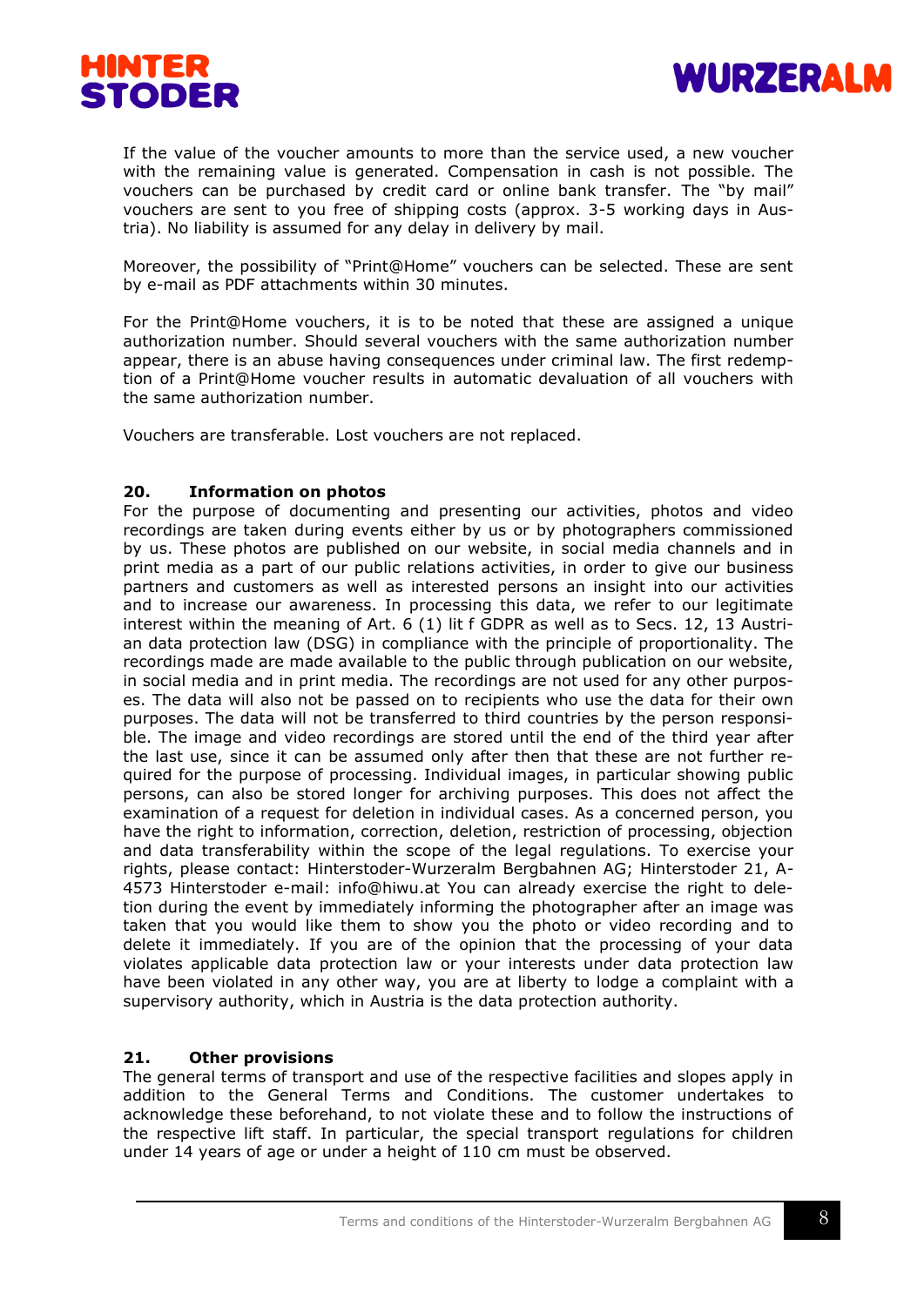If the value of the voucher amounts to more than the service used, a new voucher with the remaining value is generated. Compensation in cash is not possible. The vouchers can be purchased by credit card or online bank transfer. The "by mail" vouchers are sent to you free of shipping costs (approx. 3-5 working days in Austria). No liability is assumed for any delay in delivery by mail.

Moreover, the possibility of "Print@Home" vouchers can be selected. These are sent by e-mail as PDF attachments within 30 minutes.

For the Print@Home vouchers, it is to be noted that these are assigned a unique authorization number. Should several vouchers with the same authorization number appear, there is an abuse having consequences under criminal law. The first redemption of a Print@Home voucher results in automatic devaluation of all vouchers with the same authorization number.

Vouchers are transferable. Lost vouchers are not replaced.

## 20. Information on photos

For the purpose of documenting and presenting our activities, photos and video recordings are taken during events either by us or by photographers commissioned by us. These photos are published on our website, in social media channels and in print media as a part of our public relations activities, in order to give our business partners and customers as well as interested persons an insight into our activities and to increase our awareness. In processing this data, we refer to our legitimate interest within the meaning of Art. 6 (1) lit f GDPR as well as to Secs. 12, 13 Austrian data protection law (DSG) in compliance with the principle of proportionality. The recordings made are made available to the public through publication on our website, in social media and in print media. The recordings are not used for any other purposes. The data will also not be passed on to recipients who use the data for their own purposes. The data will not be transferred to third countries by the person responsible. The image and video recordings are stored until the end of the third year after the last use, since it can be assumed only after then that these are not further required for the purpose of processing. Individual images, in particular showing public persons, can also be stored longer for archiving purposes. This does not affect the examination of a request for deletion in individual cases. As a concerned person, you have the right to information, correction, deletion, restriction of processing, objection and data transferability within the scope of the legal regulations. To exercise your rights, please contact: Hinterstoder-Wurzeralm Bergbahnen AG; Hinterstoder 21, A-4573 Hinterstoder e-mail: info@hiwu.at You can already exercise the right to deletion during the event by immediately informing the photographer after an image was taken that you would like them to show you the photo or video recording and to delete it immediately. If you are of the opinion that the processing of your data violates applicable data protection law or your interests under data protection law have been violated in any other way, you are at liberty to lodge a complaint with a supervisory authority, which in Austria is the data protection authority.

## 21. Other provisions

The general terms of transport and use of the respective facilities and slopes apply in addition to the General Terms and Conditions. The customer undertakes to acknowledge these beforehand, to not violate these and to follow the instructions of the respective lift staff. In particular, the special transport regulations for children under 14 years of age or under a height of 110 cm must be observed.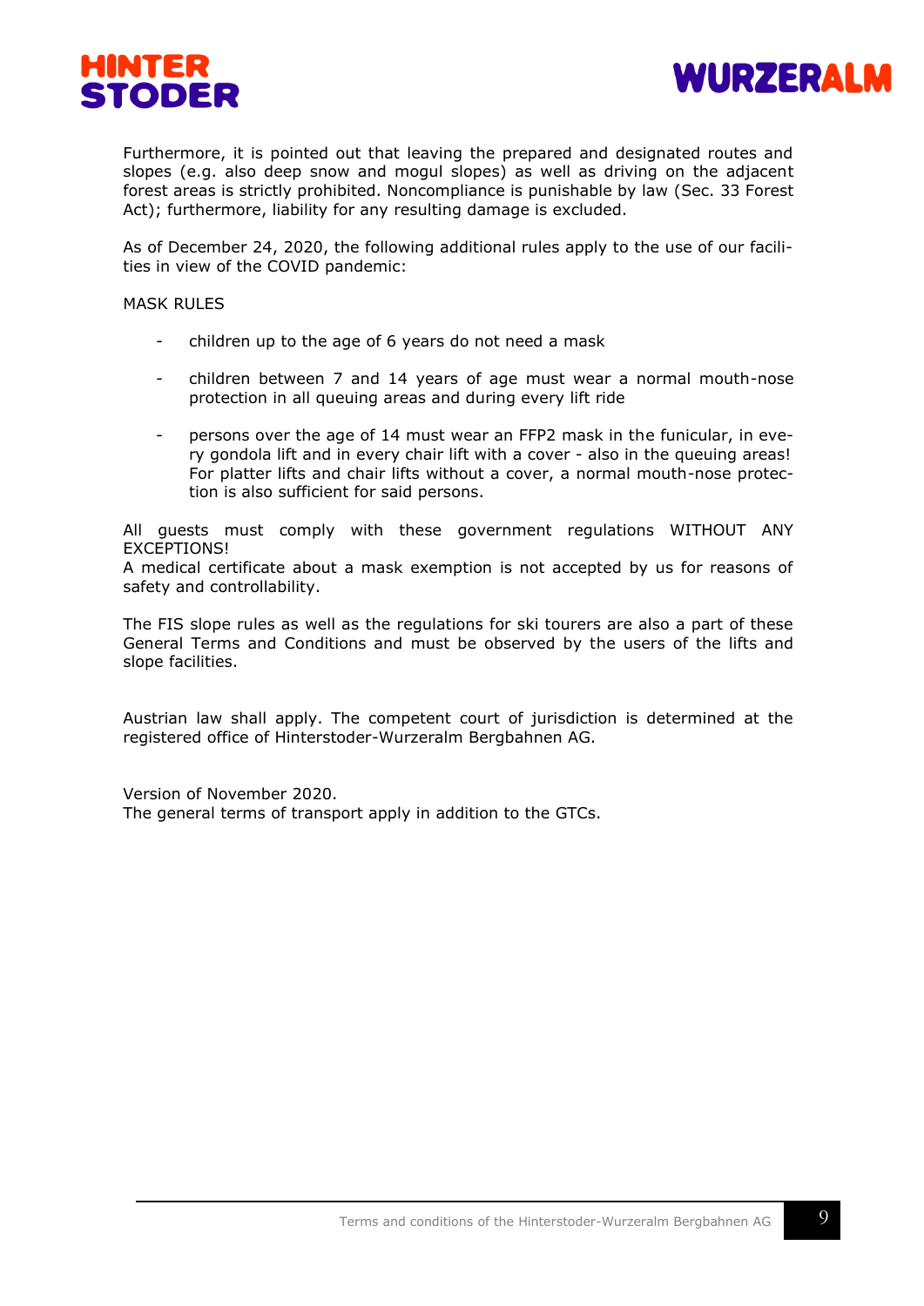Furthermore, it is pointed out that leaving the prepared and designated routes and slopes (e.g. also deep snow and mogul slopes) as well as driving on the adjacent forest areas is strictly prohibited. Noncompliance is punishable by law (Sec. 33 Forest Act); furthermore, liability for any resulting damage is excluded.

As of December 24, 2020, the following additional rules apply to the use of our facilities in view of the COVID pandemic:

MASK RULES

- children up to the age of 6 years do not need a mask
- children between 7 and 14 years of age must wear a normal mouth-nose protection in all queuing areas and during every lift ride
- persons over the age of 14 must wear an FFP2 mask in the funicular, in every gondola lift and in every chair lift with a cover - also in the queuing areas! For platter lifts and chair lifts without a cover, a normal mouth-nose protection is also sufficient for said persons.

All guests must comply with these government regulations WITHOUT ANY EXCEPTIONS!
A medical certificate about a mask exemption is not accepted by us for reasons of safety and controllability.

The FIS slope rules as well as the regulations for ski tourers are also a part of these General Terms and Conditions and must be observed by the users of the lifts and slope facilities.

Austrian law shall apply. The competent court of jurisdiction is determined at the registered office of Hinterstoder-Wurzeralm Bergbahnen AG.

Version of November 2020.
The general terms of transport apply in addition to the GTCs.